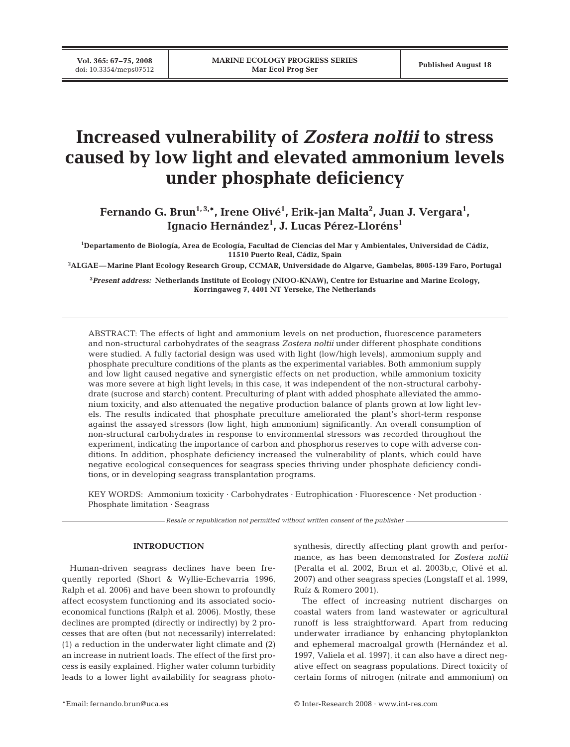# Increased vulnerability of *Zostera noltii* to stress caused by low light and elevated ammonium levels under phosphate deficiency

**Fernando G. Brun[1,3,*], Irene Olivé[1], Erik-jan Malta[2], Juan J. Vergara[1], Ignacio Hernández[1], J. Lucas Pérez-Lloréns[1]**

[1]Departamento de Biología, Area de Ecología, Facultad de Ciencias del Mar y Ambientales, Universidad de Cádiz, 11510 Puerto Real, Cádiz, Spain

[2]ALGAE—Marine Plant Ecology Research Group, CCMAR, Universidade do Algarve, Gambelas, 8005-139 Faro, Portugal

[3]*Present address:* Netherlands Institute of Ecology (NIOO-KNAW), Centre for Estuarine and Marine Ecology, Korringaweg 7, 4401 NT Yerseke, The Netherlands

ABSTRACT: The effects of light and ammonium levels on net production, fluorescence parameters and non-structural carbohydrates of the seagrass *Zostera noltii* under different phosphate conditions were studied. A fully factorial design was used with light (low/high levels), ammonium supply and phosphate preculture conditions of the plants as the experimental variables. Both ammonium supply and low light caused negative and synergistic effects on net production, while ammonium toxicity was more severe at high light levels; in this case, it was independent of the non-structural carbohydrate (sucrose and starch) content. Preculturing of plant with added phosphate alleviated the ammonium toxicity, and also attenuated the negative production balance of plants grown at low light levels. The results indicated that phosphate preculture ameliorated the plant's short-term response against the assayed stressors (low light, high ammonium) significantly. An overall consumption of non-structural carbohydrates in response to environmental stressors was recorded throughout the experiment, indicating the importance of carbon and phosphorus reserves to cope with adverse conditions. In addition, phosphate deficiency increased the vulnerability of plants, which could have negative ecological consequences for seagrass species thriving under phosphate deficiency conditions, or in developing seagrass transplantation programs.

KEY WORDS: Ammonium toxicity · Carbohydrates · Eutrophication · Fluorescence · Net production · Phosphate limitation · Seagrass

*Resale or republication not permitted without written consent of the publisher*

## INTRODUCTION

Human-driven seagrass declines have been frequently reported (Short & Wyllie-Echevarria 1996, Ralph et al. 2006) and have been shown to profoundly affect ecosystem functioning and its associated socio-economical functions (Ralph et al. 2006). Mostly, these declines are prompted (directly or indirectly) by 2 processes that are often (but not necessarily) interrelated: (1) a reduction in the underwater light climate and (2) an increase in nutrient loads. The effect of the first process is easily explained. Higher water column turbidity leads to a lower light availability for seagrass photosynthesis, directly affecting plant growth and performance, as has been demonstrated for *Zostera noltii* (Peralta et al. 2002, Brun et al. 2003b,c, Olivé et al. 2007) and other seagrass species (Longstaff et al. 1999, Ruíz & Romero 2001).

The effect of increasing nutrient discharges on coastal waters from land wastewater or agricultural runoff is less straightforward. Apart from reducing underwater irradiance by enhancing phytoplankton and ephemeral macroalgal growth (Hernández et al. 1997, Valiela et al. 1997), it can also have a direct negative effect on seagrass populations. Direct toxicity of certain forms of nitrogen (nitrate and ammonium) on

*Email: fernando.brun@uca.es

© Inter-Research 2008 · www.int-res.com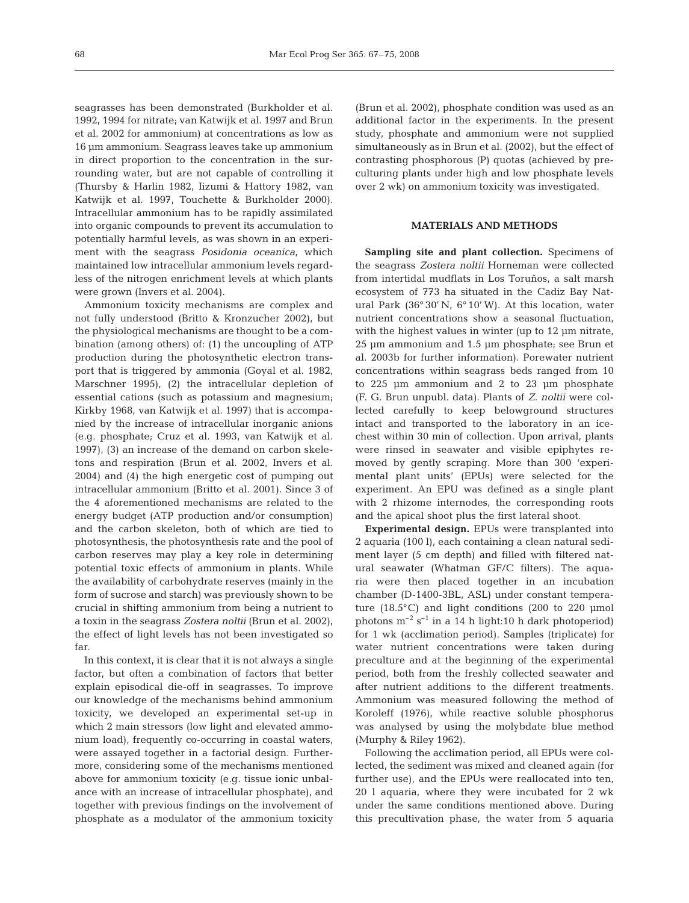seagrasses has been demonstrated (Burkholder et al. 1992, 1994 for nitrate; van Katwijk et al. 1997 and Brun et al. 2002 for ammonium) at concentrations as low as 16 µm ammonium. Seagrass leaves take up ammonium in direct proportion to the concentration in the surrounding water, but are not capable of controlling it (Thursby & Harlin 1982, Iizumi & Hattory 1982, van Katwijk et al. 1997, Touchette & Burkholder 2000). Intracellular ammonium has to be rapidly assimilated into organic compounds to prevent its accumulation to potentially harmful levels, as was shown in an experiment with the seagrass *Posidonia oceanica*, which maintained low intracellular ammonium levels regardless of the nitrogen enrichment levels at which plants were grown (Invers et al. 2004).

Ammonium toxicity mechanisms are complex and not fully understood (Britto & Kronzucher 2002), but the physiological mechanisms are thought to be a combination (among others) of: (1) the uncoupling of ATP production during the photosynthetic electron transport that is triggered by ammonia (Goyal et al. 1982, Marschner 1995), (2) the intracellular depletion of essential cations (such as potassium and magnesium; Kirkby 1968, van Katwijk et al. 1997) that is accompanied by the increase of intracellular inorganic anions (e.g. phosphate; Cruz et al. 1993, van Katwijk et al. 1997), (3) an increase of the demand on carbon skeletons and respiration (Brun et al. 2002, Invers et al. 2004) and (4) the high energetic cost of pumping out intracellular ammonium (Britto et al. 2001). Since 3 of the 4 aforementioned mechanisms are related to the energy budget (ATP production and/or consumption) and the carbon skeleton, both of which are tied to photosynthesis, the photosynthesis rate and the pool of carbon reserves may play a key role in determining potential toxic effects of ammonium in plants. While the availability of carbohydrate reserves (mainly in the form of sucrose and starch) was previously shown to be crucial in shifting ammonium from being a nutrient to a toxin in the seagrass *Zostera noltii* (Brun et al. 2002), the effect of light levels has not been investigated so far.

In this context, it is clear that it is not always a single factor, but often a combination of factors that better explain episodical die-off in seagrasses. To improve our knowledge of the mechanisms behind ammonium toxicity, we developed an experimental set-up in which 2 main stressors (low light and elevated ammonium load), frequently co-occurring in coastal waters, were assayed together in a factorial design. Furthermore, considering some of the mechanisms mentioned above for ammonium toxicity (e.g. tissue ionic unbalance with an increase of intracellular phosphate), and together with previous findings on the involvement of phosphate as a modulator of the ammonium toxicity (Brun et al. 2002), phosphate condition was used as an additional factor in the experiments. In the present study, phosphate and ammonium were not supplied simultaneously as in Brun et al. (2002), but the effect of contrasting phosphorous (P) quotas (achieved by preculturing plants under high and low phosphate levels over 2 wk) on ammonium toxicity was investigated.

## MATERIALS AND METHODS

**Sampling site and plant collection.** Specimens of the seagrass *Zostera noltii* Horneman were collected from intertidal mudflats in Los Toruños, a salt marsh ecosystem of 773 ha situated in the Cadiz Bay Natural Park (36° 30′ N, 6° 10′ W). At this location, water nutrient concentrations show a seasonal fluctuation, with the highest values in winter (up to 12 µm nitrate, 25 µm ammonium and 1.5 µm phosphate; see Brun et al. 2003b for further information). Porewater nutrient concentrations within seagrass beds ranged from 10 to 225 µm ammonium and 2 to 23 µm phosphate (F. G. Brun unpubl. data). Plants of *Z. noltii* were collected carefully to keep belowground structures intact and transported to the laboratory in an icechest within 30 min of collection. Upon arrival, plants were rinsed in seawater and visible epiphytes removed by gently scraping. More than 300 'experimental plant units' (EPUs) were selected for the experiment. An EPU was defined as a single plant with 2 rhizome internodes, the corresponding roots and the apical shoot plus the first lateral shoot.

**Experimental design.** EPUs were transplanted into 2 aquaria (100 l), each containing a clean natural sediment layer (5 cm depth) and filled with filtered natural seawater (Whatman GF/C filters). The aquaria were then placed together in an incubation chamber (D-1400-3BL, ASL) under constant temperature (18.5°C) and light conditions (200 to 220 µmol photons $m^{-2}$ $s^{-1}$ in a 14 h light:10 h dark photoperiod) for 1 wk (acclimation period). Samples (triplicate) for water nutrient concentrations were taken during preculture and at the beginning of the experimental period, both from the freshly collected seawater and after nutrient additions to the different treatments. Ammonium was measured following the method of Koroleff (1976), while reactive soluble phosphorus was analysed by using the molybdate blue method (Murphy & Riley 1962).

Following the acclimation period, all EPUs were collected, the sediment was mixed and cleaned again (for further use), and the EPUs were reallocated into ten, 20 l aquaria, where they were incubated for 2 wk under the same conditions mentioned above. During this precultivation phase, the water from 5 aquaria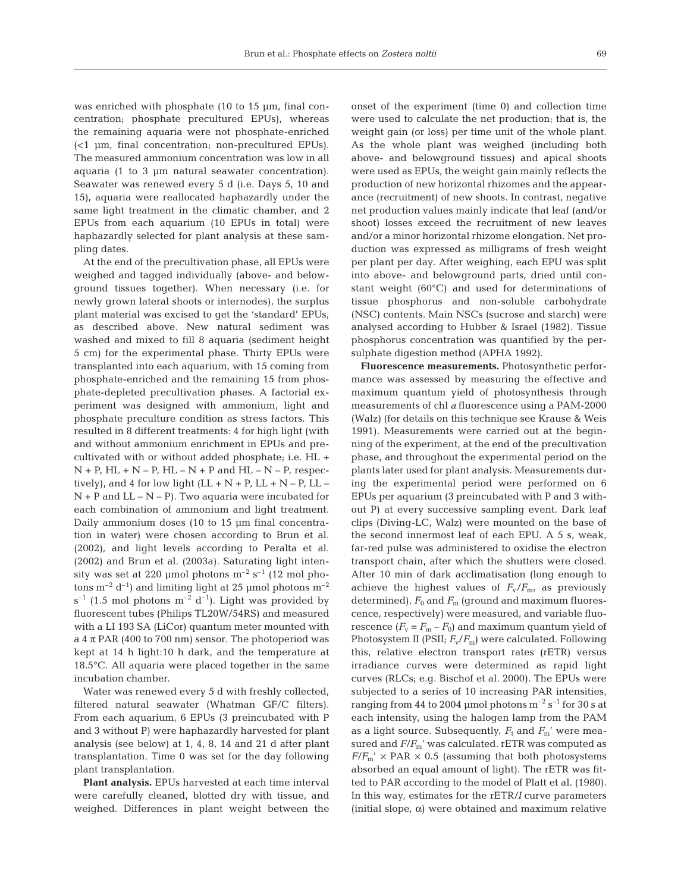was enriched with phosphate (10 to 15 µm, final concentration; phosphate precultured EPUs), whereas the remaining aquaria were not phosphate-enriched (<1 µm, final concentration; non-precultured EPUs). The measured ammonium concentration was low in all aquaria (1 to 3 µm natural seawater concentration). Seawater was renewed every 5 d (i.e. Days 5, 10 and 15), aquaria were reallocated haphazardly under the same light treatment in the climatic chamber, and 2 EPUs from each aquarium (10 EPUs in total) were haphazardly selected for plant analysis at these sampling dates.

At the end of the precultivation phase, all EPUs were weighed and tagged individually (above- and belowground tissues together). When necessary (i.e. for newly grown lateral shoots or internodes), the surplus plant material was excised to get the 'standard' EPUs, as described above. New natural sediment was washed and mixed to fill 8 aquaria (sediment height 5 cm) for the experimental phase. Thirty EPUs were transplanted into each aquarium, with 15 coming from phosphate-enriched and the remaining 15 from phosphate-depleted precultivation phases. A factorial experiment was designed with ammonium, light and phosphate preculture condition as stress factors. This resulted in 8 different treatments: 4 for high light (with and without ammonium enrichment in EPUs and precultivated with or without added phosphate; i.e. HL + N + P, HL + N – P, HL – N + P and HL – N – P, respectively), and 4 for low light (LL + N + P, LL + N – P, LL – N + P and LL – N – P). Two aquaria were incubated for each combination of ammonium and light treatment. Daily ammonium doses (10 to 15 µm final concentration in water) were chosen according to Brun et al. (2002), and light levels according to Peralta et al. (2002) and Brun et al. (2003a). Saturating light intensity was set at 220 µmol photons $m^{-2}$ $s^{-1}$ (12 mol photons $m^{-2}$ $d^{-1}$) and limiting light at 25 µmol photons $m^{-2}$ $s^{-1}$ (1.5 mol photons $m^{-2}$ $d^{-1}$). Light was provided by fluorescent tubes (Philips TL20W/54RS) and measured with a LI 193 SA (LiCor) quantum meter mounted with a 4 π PAR (400 to 700 nm) sensor. The photoperiod was kept at 14 h light:10 h dark, and the temperature at 18.5°C. All aquaria were placed together in the same incubation chamber.

Water was renewed every 5 d with freshly collected, filtered natural seawater (Whatman GF/C filters). From each aquarium, 6 EPUs (3 preincubated with P and 3 without P) were haphazardly harvested for plant analysis (see below) at 1, 4, 8, 14 and 21 d after plant transplantation. Time 0 was set for the day following plant transplantation.

**Plant analysis.** EPUs harvested at each time interval were carefully cleaned, blotted dry with tissue, and weighed. Differences in plant weight between the onset of the experiment (time 0) and collection time were used to calculate the net production; that is, the weight gain (or loss) per time unit of the whole plant. As the whole plant was weighed (including both above- and belowground tissues) and apical shoots were used as EPUs, the weight gain mainly reflects the production of new horizontal rhizomes and the appearance (recruitment) of new shoots. In contrast, negative net production values mainly indicate that leaf (and/or shoot) losses exceed the recruitment of new leaves and/or a minor horizontal rhizome elongation. Net production was expressed as milligrams of fresh weight per plant per day. After weighing, each EPU was split into above- and belowground parts, dried until constant weight (60°C) and used for determinations of tissue phosphorus and non-soluble carbohydrate (NSC) contents. Main NSCs (sucrose and starch) were analysed according to Hubber & Israel (1982). Tissue phosphorus concentration was quantified by the persulphate digestion method (APHA 1992).

**Fluorescence measurements.** Photosynthetic performance was assessed by measuring the effective and maximum quantum yield of photosynthesis through measurements of chl *a* fluorescence using a PAM-2000 (Walz) (for details on this technique see Krause & Weis 1991). Measurements were carried out at the beginning of the experiment, at the end of the precultivation phase, and throughout the experimental period on the plants later used for plant analysis. Measurements during the experimental period were performed on 6 EPUs per aquarium (3 preincubated with P and 3 without P) at every successive sampling event. Dark leaf clips (Diving-LC, Walz) were mounted on the base of the second innermost leaf of each EPU. A 5 s, weak, far-red pulse was administered to oxidise the electron transport chain, after which the shutters were closed. After 10 min of dark acclimatisation (long enough to achieve the highest values of $F_v/F_m$, as previously determined), $F_0$ and $F_m$ (ground and maximum fluorescence, respectively) were measured, and variable fluorescence ($F_v = F_m - F_0$) and maximum quantum yield of Photosystem II (PSII; $F_v/F_m$) were calculated. Following this, relative electron transport rates (rETR) versus irradiance curves were determined as rapid light curves (RLCs; e.g. Bischof et al. 2000). The EPUs were subjected to a series of 10 increasing PAR intensities, ranging from 44 to 2004 µmol photons $m^{-2}$ $s^{-1}$ for 30 s at each intensity, using the halogen lamp from the PAM as a light source. Subsequently, $F_t$ and $F_m'$ were measured and $F/F_m'$ was calculated. rETR was computed as $F/F_m' \times \text{PAR} \times 0.5$ (assuming that both photosystems absorbed an equal amount of light). The rETR was fitted to PAR according to the model of Platt et al. (1980). In this way, estimates for the rETR/*I* curve parameters (initial slope, α) were obtained and maximum relative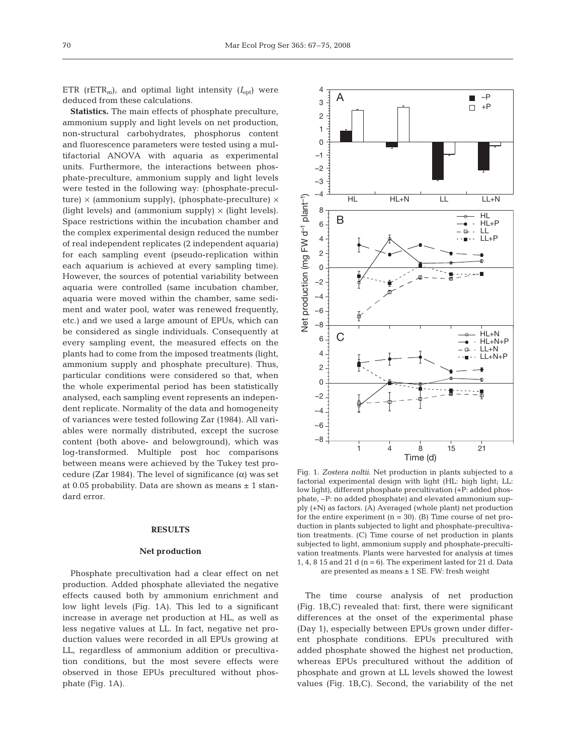ETR ($rETR_m$), and optimal light intensity ($I_{opt}$) were deduced from these calculations.

**Statistics.** The main effects of phosphate preculture, ammonium supply and light levels on net production, non-structural carbohydrates, phosphorus content and fluorescence parameters were tested using a multifactorial ANOVA with aquaria as experimental units. Furthermore, the interactions between phosphate-preculture, ammonium supply and light levels were tested in the following way: (phosphate-preculture) × (ammonium supply), (phosphate-preculture) × (light levels) and (ammonium supply) × (light levels). Space restrictions within the incubation chamber and the complex experimental design reduced the number of real independent replicates (2 independent aquaria) for each sampling event (pseudo-replication within each aquarium is achieved at every sampling time). However, the sources of potential variability between aquaria were controlled (same incubation chamber, aquaria were moved within the chamber, same sediment and water pool, water was renewed frequently, etc.) and we used a large amount of EPUs, which can be considered as single individuals. Consequently at every sampling event, the measured effects on the plants had to come from the imposed treatments (light, ammonium supply and phosphate preculture). Thus, particular conditions were considered so that, when the whole experimental period has been statistically analysed, each sampling event represents an independent replicate. Normality of the data and homogeneity of variances were tested following Zar (1984). All variables were normally distributed, except the sucrose content (both above- and belowground), which was log-transformed. Multiple post hoc comparisons between means were achieved by the Tukey test procedure (Zar 1984). The level of significance (α) was set at 0.05 probability. Data are shown as means ± 1 standard error.

## RESULTS

### Net production

Phosphate precultivation had a clear effect on net production. Added phosphate alleviated the negative effects caused both by ammonium enrichment and low light levels (Fig. 1A). This led to a significant increase in average net production at HL, as well as less negative values at LL. In fact, negative net production values were recorded in all EPUs growing at LL, regardless of ammonium addition or precultivation conditions, but the most severe effects were observed in those EPUs precultured without phosphate (Fig. 1A).

Fig. 1. *Zostera noltii*. Net production in plants subjected to a factorial experimental design with light (HL: high light; LL: low light), different phosphate precultivation (+P: added phosphate, –P: no added phosphate) and elevated ammonium supply (+N) as factors. (A) Averaged (whole plant) net production for the entire experiment (n = 30). (B) Time course of net production in plants subjected to light and phosphate-precultivation treatments. (C) Time course of net production in plants subjected to light, ammonium supply and phosphate-precultivation treatments. Plants were harvested for analysis at times 1, 4, 8 15 and 21 d (n = 6). The experiment lasted for 21 d. Data are presented as means ± 1 SE. FW: fresh weight

The time course analysis of net production (Fig. 1B,C) revealed that: first, there were significant differences at the onset of the experimental phase (Day 1), especially between EPUs grown under different phosphate conditions. EPUs precultured with added phosphate showed the highest net production, whereas EPUs precultured without the addition of phosphate and grown at LL levels showed the lowest values (Fig. 1B,C). Second, the variability of the net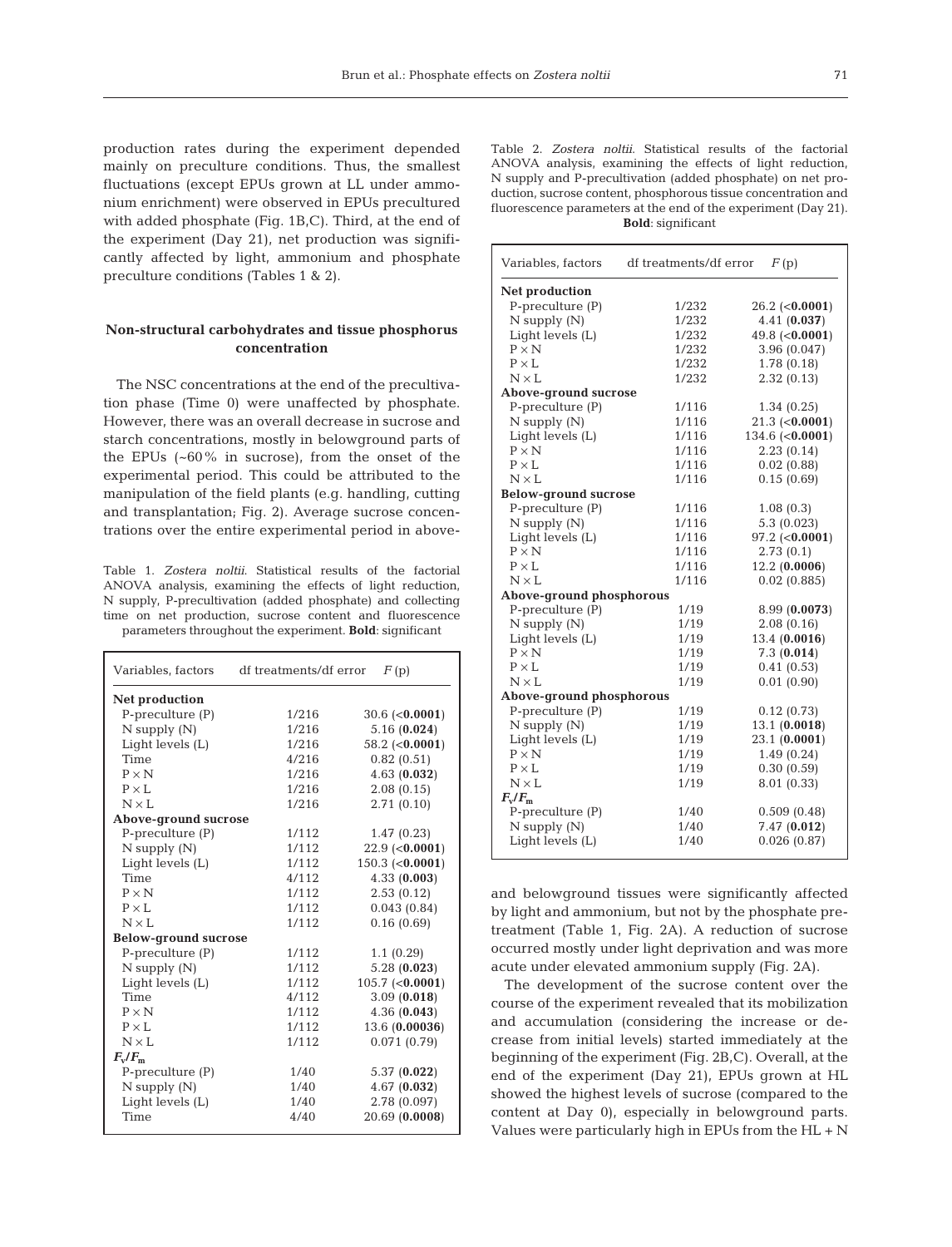production rates during the experiment depended mainly on preculture conditions. Thus, the smallest fluctuations (except EPUs grown at LL under ammonium enrichment) were observed in EPUs precultured with added phosphate (Fig. 1B,C). Third, at the end of the experiment (Day 21), net production was significantly affected by light, ammonium and phosphate preculture conditions (Tables 1 & 2).

## Non-structural carbohydrates and tissue phosphorus concentration

The NSC concentrations at the end of the precultivation phase (Time 0) were unaffected by phosphate. However, there was an overall decrease in sucrose and starch concentrations, mostly in belowground parts of the EPUs (~60% in sucrose), from the onset of the experimental period. This could be attributed to the manipulation of the field plants (e.g. handling, cutting and transplantation; Fig. 2). Average sucrose concentrations over the entire experimental period in above- and belowground tissues were significantly affected by light and ammonium, but not by the phosphate pretreatment (Table 1, Fig. 2A). A reduction of sucrose occurred mostly under light deprivation and was more acute under elevated ammonium supply (Fig. 2A).

Table 1. *Zostera noltii*. Statistical results of the factorial ANOVA analysis, examining the effects of light reduction, N supply, P-precultivation (added phosphate) and collecting time on net production, sucrose content and fluorescence parameters throughout the experiment. **Bold**: significant

| Variables, factors | df treatments/df error | $F$ (p) |
|---|---|---|
| **Net production** | | |
| P-preculture (P) | 1/216 | 30.6 (<**0.0001**) |
| N supply (N) | 1/216 | 5.16 (**0.024**) |
| Light levels (L) | 1/216 | 58.2 (<**0.0001**) |
| Time | 4/216 | 0.82 (0.51) |
| P × N | 1/216 | 4.63 (**0.032**) |
| P × L | 1/216 | 2.08 (0.15) |
| N × L | 1/216 | 2.71 (0.10) |
| **Above-ground sucrose** | | |
| P-preculture (P) | 1/112 | 1.47 (0.23) |
| N supply (N) | 1/112 | 22.9 (<**0.0001**) |
| Light levels (L) | 1/112 | 150.3 (<**0.0001**) |
| Time | 4/112 | 4.33 (**0.003**) |
| P × N | 1/112 | 2.53 (0.12) |
| P × L | 1/112 | 0.043 (0.84) |
| N × L | 1/112 | 0.16 (0.69) |
| **Below-ground sucrose** | | |
| P-preculture (P) | 1/112 | 1.1 (0.29) |
| N supply (N) | 1/112 | 5.28 (**0.023**) |
| Light levels (L) | 1/112 | 105.7 (<**0.0001**) |
| Time | 4/112 | 3.09 (**0.018**) |
| P × N | 1/112 | 4.36 (**0.043**) |
| P × L | 1/112 | 13.6 (**0.00036**) |
| N × L | 1/112 | 0.071 (0.79) |
| **$F_v/F_m$** | | |
| P-preculture (P) | 1/40 | 5.37 (**0.022**) |
| N supply (N) | 1/40 | 4.67 (**0.032**) |
| Light levels (L) | 1/40 | 2.78 (0.097) |
| Time | 4/40 | 20.69 (**0.0008**) |

Table 2. *Zostera noltii*. Statistical results of the factorial ANOVA analysis, examining the effects of light reduction, N supply and P-precultivation (added phosphate) on net production, sucrose content, phosphorous tissue concentration and fluorescence parameters at the end of the experiment (Day 21). **Bold**: significant

| Variables, factors | df treatments/df error | $F$ (p) |
|---|---|---|
| **Net production** | | |
| P-preculture (P) | 1/232 | 26.2 (<**0.0001**) |
| N supply (N) | 1/232 | 4.41 (**0.037**) |
| Light levels (L) | 1/232 | 49.8 (<**0.0001**) |
| P × N | 1/232 | 3.96 (0.047) |
| P × L | 1/232 | 1.78 (0.18) |
| N × L | 1/232 | 2.32 (0.13) |
| **Above-ground sucrose** | | |
| P-preculture (P) | 1/116 | 1.34 (0.25) |
| N supply (N) | 1/116 | 21.3 (<**0.0001**) |
| Light levels (L) | 1/116 | 134.6 (<**0.0001**) |
| P × N | 1/116 | 2.23 (0.14) |
| P × L | 1/116 | 0.02 (0.88) |
| N × L | 1/116 | 0.15 (0.69) |
| **Below-ground sucrose** | | |
| P-preculture (P) | 1/116 | 1.08 (0.3) |
| N supply (N) | 1/116 | 5.3 (0.023) |
| Light levels (L) | 1/116 | 97.2 (<**0.0001**) |
| P × N | 1/116 | 2.73 (0.1) |
| P × L | 1/116 | 12.2 (**0.0006**) |
| N × L | 1/116 | 0.02 (0.885) |
| **Above-ground phosphorous** | | |
| P-preculture (P) | 1/19 | 8.99 (**0.0073**) |
| N supply (N) | 1/19 | 2.08 (0.16) |
| Light levels (L) | 1/19 | 13.4 (**0.0016**) |
| P × N | 1/19 | 7.3 (**0.014**) |
| P × L | 1/19 | 0.41 (0.53) |
| N × L | 1/19 | 0.01 (0.90) |
| **Above-ground phosphorous** | | |
| P-preculture (P) | 1/19 | 0.12 (0.73) |
| N supply (N) | 1/19 | 13.1 (**0.0018**) |
| Light levels (L) | 1/19 | 23.1 (**0.0001**) |
| P × N | 1/19 | 1.49 (0.24) |
| P × L | 1/19 | 0.30 (0.59) |
| N × L | 1/19 | 8.01 (0.33) |
| **$F_v/F_m$** | | |
| P-preculture (P) | 1/40 | 0.509 (0.48) |
| N supply (N) | 1/40 | 7.47 (**0.012**) |
| Light levels (L) | 1/40 | 0.026 (0.87) |

The development of the sucrose content over the course of the experiment revealed that its mobilization and accumulation (considering the increase or decrease from initial levels) started immediately at the beginning of the experiment (Fig. 2B,C). Overall, at the end of the experiment (Day 21), EPUs grown at HL showed the highest levels of sucrose (compared to the content at Day 0), especially in belowground parts. Values were particularly high in EPUs from the HL + N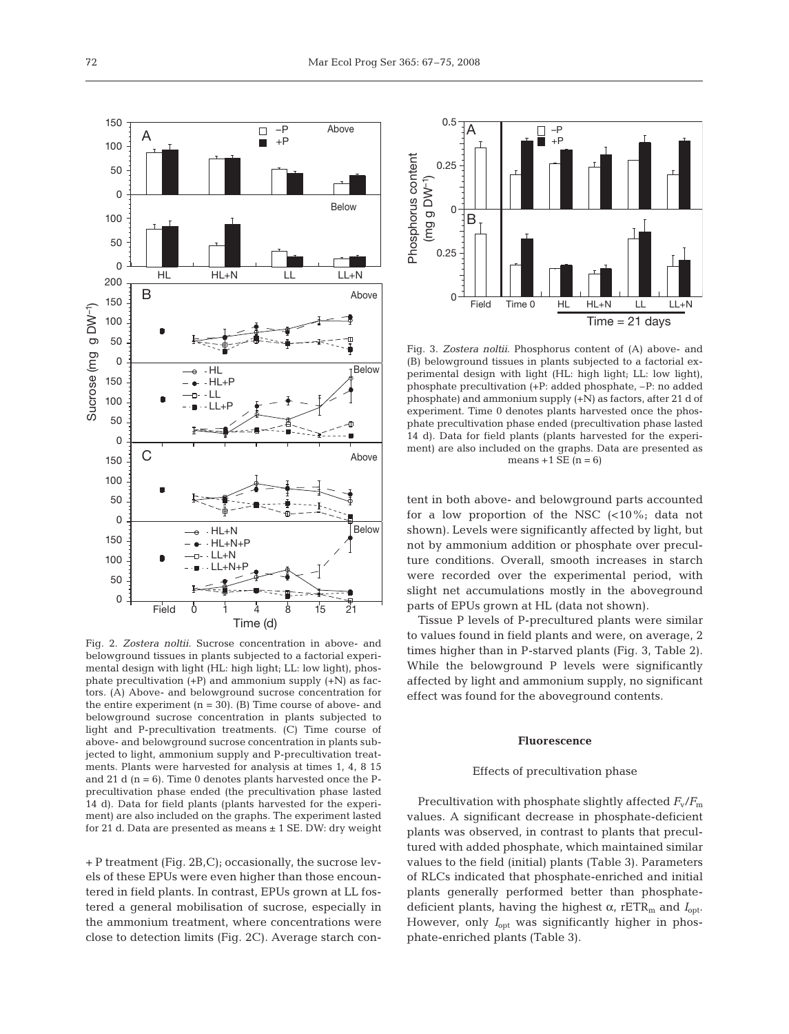Fig. 2. *Zostera noltii*. Sucrose concentration in above- and belowground tissues in plants subjected to a factorial experimental design with light (HL: high light; LL: low light), phosphate precultivation (+P) and ammonium supply (+N) as factors. (A) Above- and belowground sucrose concentration for the entire experiment (n = 30). (B) Time course of above- and belowground sucrose concentration in plants subjected to light and P-precultivation treatments. (C) Time course of above- and belowground sucrose concentration in plants subjected to light, ammonium supply and P-precultivation treatments. Plants were harvested for analysis at times 1, 4, 8 15 and 21 d (n = 6). Time 0 denotes plants harvested once the P-precultivation phase ended (the precultivation phase lasted 14 d). Data for field plants (plants harvested for the experiment) are also included on the graphs. The experiment lasted for 21 d. Data are presented as means ± 1 SE. DW: dry weight

+ P treatment (Fig. 2B,C); occasionally, the sucrose levels of these EPUs were even higher than those encountered in field plants. In contrast, EPUs grown at LL fostered a general mobilisation of sucrose, especially in the ammonium treatment, where concentrations were close to detection limits (Fig. 2C). Average starch content in both above- and belowground parts accounted for a low proportion of the NSC (<10%; data not shown). Levels were significantly affected by light, but not by ammonium addition or phosphate over precul­ture conditions. Overall, smooth increases in starch were recorded over the experimental period, with slight net accumulations mostly in the aboveground parts of EPUs grown at HL (data not shown).

Tissue P levels of P-precultured plants were similar to values found in field plants and were, on average, 2 times higher than in P-starved plants (Fig. 3, Table 2). While the belowground P levels were significantly affected by light and ammonium supply, no significant effect was found for the aboveground contents.

Fig. 3. *Zostera noltii*. Phosphorus content of (A) above- and (B) belowground tissues in plants subjected to a factorial experimental design with light (HL: high light; LL: low light), phosphate precultivation (+P: added phosphate, –P: no added phosphate) and ammonium supply (+N) as factors, after 21 d of experiment. Time 0 denotes plants harvested once the phosphate precultivation phase ended (precultivation phase lasted 14 d). Data for field plants (plants harvested for the experiment) are also included on the graphs. Data are presented as means +1 SE (n = 6)

#### Fluorescence

##### Effects of precultivation phase

Precultivation with phosphate slightly affected $F_v/F_m$ values. A significant decrease in phosphate-deficient plants was observed, in contrast to plants that precultured with added phosphate, which maintained similar values to the field (initial) plants (Table 3). Parameters of RLCs indicated that phosphate-enriched and initial plants generally performed better than phosphate-deficient plants, having the highest $\alpha$, $rETR_m$ and $I_{opt}$. However, only $I_{opt}$ was significantly higher in phosphate-enriched plants (Table 3).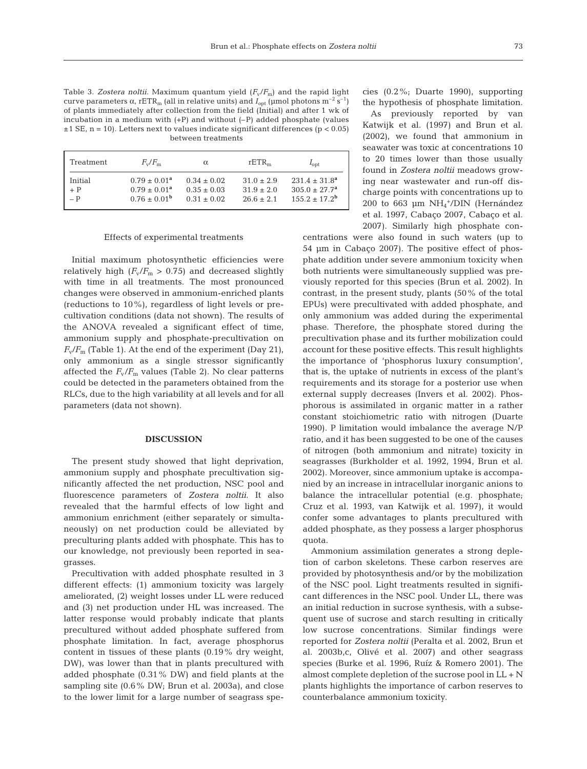Table 3. *Zostera noltii*. Maximum quantum yield ($F_v/F_m$) and the rapid light curve parameters α, $rETR_m$ (all in relative units) and $I_{opt}$ (µmol photons $m^{-2}$ $s^{-1}$) of plants immediately after collection from the field (Initial) and after 1 wk of incubation in a medium with (+P) and without (–P) added phosphate (values ±1 SE, n = 10). Letters next to values indicate significant differences ($p < 0.05$) between treatments

| Treatment | $F_v/F_m$ | α | $rETR_m$ | $I_{opt}$ |
|---|---|---|---|---|
| Initial | 0.79 ± 0.01[a] | 0.34 ± 0.02 | 31.0 ± 2.9 | 231.4 ± 31.8[a] |
| + P | 0.79 ± 0.01[a] | 0.35 ± 0.03 | 31.9 ± 2.0 | 305.0 ± 27.7[a] |
| – P | 0.76 ± 0.01[b] | 0.31 ± 0.02 | 26.6 ± 2.1 | 155.2 ± 17.2[b] |

Effects of experimental treatments

Initial maximum photosynthetic efficiencies were relatively high ($F_v/F_m > 0.75$) and decreased slightly with time in all treatments. The most pronounced changes were observed in ammonium-enriched plants (reductions to 10%), regardless of light levels or precultivation conditions (data not shown). The results of the ANOVA revealed a significant effect of time, ammonium supply and phosphate-precultivation on $F_v/F_m$ (Table 1). At the end of the experiment (Day 21), only ammonium as a single stressor significantly affected the $F_v/F_m$ values (Table 2). No clear patterns could be detected in the parameters obtained from the RLCs, due to the high variability at all levels and for all parameters (data not shown).

## DISCUSSION

The present study showed that light deprivation, ammonium supply and phosphate precultivation significantly affected the net production, NSC pool and fluorescence parameters of *Zostera noltii*. It also revealed that the harmful effects of low light and ammonium enrichment (either separately or simultaneously) on net production could be alleviated by preculturing plants added with phosphate. This has to our knowledge, not previously been reported in seagrasses.

Precultivation with added phosphate resulted in 3 different effects: (1) ammonium toxicity was largely ameliorated, (2) weight losses under LL were reduced and (3) net production under HL was increased. The latter response would probably indicate that plants precultured without added phosphate suffered from phosphate limitation. In fact, average phosphorus content in tissues of these plants (0.19% dry weight, DW), was lower than that in plants precultured with added phosphate (0.31% DW) and field plants at the sampling site (0.6% DW; Brun et al. 2003a), and close to the lower limit for a large number of seagrass species (0.2%; Duarte 1990), supporting the hypothesis of phosphate limitation.

As previously reported by van Katwijk et al. (1997) and Brun et al. (2002), we found that ammonium in seawater was toxic at concentrations 10 to 20 times lower than those usually found in *Zostera noltii* meadows growing near wastewater and run-off discharge points with concentrations up to 200 to 663 µm $NH_4^+$/DIN (Hernández et al. 1997, Cabaço 2007, Cabaço et al. 2007). Similarly high phosphate concentrations were also found in such waters (up to 54 µm in Cabaço 2007). The positive effect of phosphate addition under severe ammonium toxicity when both nutrients were simultaneously supplied was previously reported for this species (Brun et al. 2002). In contrast, in the present study, plants (50% of the total EPUs) were precultivated with added phosphate, and only ammonium was added during the experimental phase. Therefore, the phosphate stored during the precultivation phase and its further mobilization could account for these positive effects. This result highlights the importance of 'phosphorus luxury consumption', that is, the uptake of nutrients in excess of the plant's requirements and its storage for a posterior use when external supply decreases (Invers et al. 2002). Phosphorous is assimilated in organic matter in a rather constant stoichiometric ratio with nitrogen (Duarte 1990). P limitation would imbalance the average N/P ratio, and it has been suggested to be one of the causes of nitrogen (both ammonium and nitrate) toxicity in seagrasses (Burkholder et al. 1992, 1994, Brun et al. 2002). Moreover, since ammonium uptake is accompanied by an increase in intracellular inorganic anions to balance the intracellular potential (e.g. phosphate; Cruz et al. 1993, van Katwijk et al. 1997), it would confer some advantages to plants precultured with added phosphate, as they possess a larger phosphorus quota.

Ammonium assimilation generates a strong depletion of carbon skeletons. These carbon reserves are provided by photosynthesis and/or by the mobilization of the NSC pool. Light treatments resulted in significant differences in the NSC pool. Under LL, there was an initial reduction in sucrose synthesis, with a subsequent use of sucrose and starch resulting in critically low sucrose concentrations. Similar findings were reported for *Zostera noltii* (Peralta et al. 2002, Brun et al. 2003b,c, Olivé et al. 2007) and other seagrass species (Burke et al. 1996, Ruíz & Romero 2001). The almost complete depletion of the sucrose pool in LL + N plants highlights the importance of carbon reserves to counterbalance ammonium toxicity.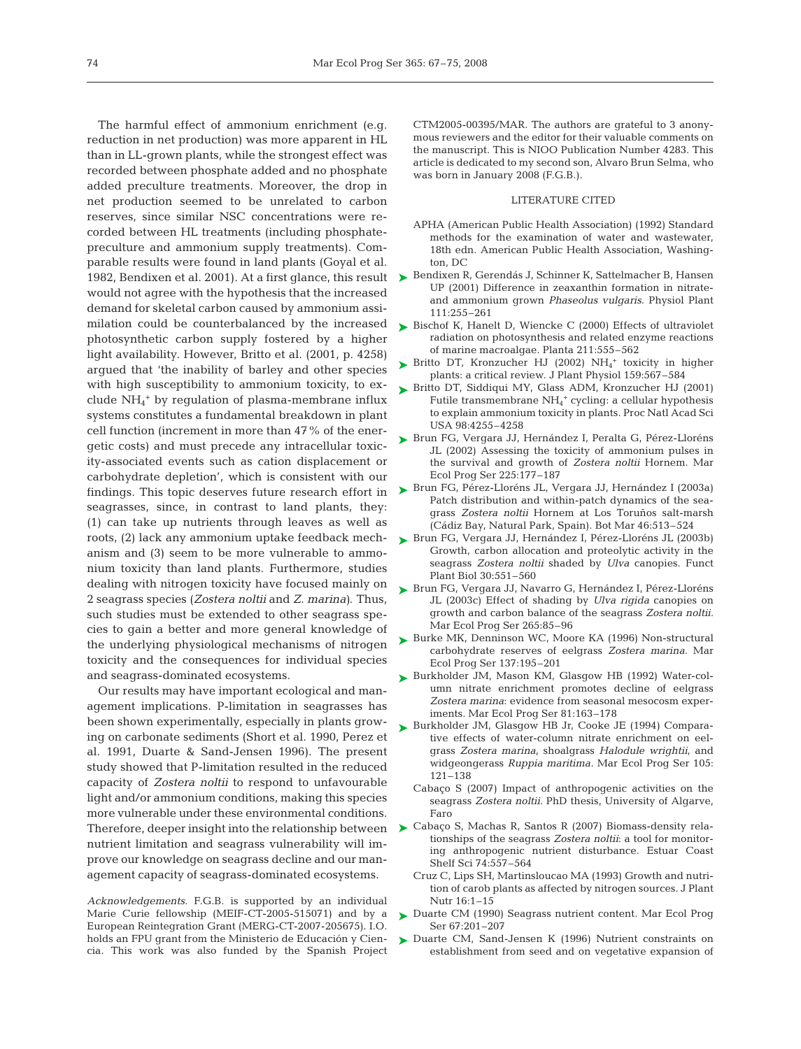The harmful effect of ammonium enrichment (e.g. reduction in net production) was more apparent in HL than in LL-grown plants, while the strongest effect was recorded between phosphate added and no phosphate added preculture treatments. Moreover, the drop in net production seemed to be unrelated to carbon reserves, since similar NSC concentrations were recorded between HL treatments (including phosphate-preculture and ammonium supply treatments). Comparable results were found in land plants (Goyal et al. 1982, Bendixen et al. 2001). At a first glance, this result would not agree with the hypothesis that the increased demand for skeletal carbon caused by ammonium assimilation could be counterbalanced by the increased photosynthetic carbon supply fostered by a higher light availability. However, Britto et al. (2001, p. 4258) argued that 'the inability of barley and other species with high susceptibility to ammonium toxicity, to exclude $NH_4^+$ by regulation of plasma-membrane influx systems constitutes a fundamental breakdown in plant cell function (increment in more than 47% of the energetic costs) and must precede any intracellular toxicity-associated events such as cation displacement or carbohydrate depletion', which is consistent with our findings. This topic deserves future research effort in seagrasses, since, in contrast to land plants, they: (1) can take up nutrients through leaves as well as roots, (2) lack any ammonium uptake feedback mechanism and (3) seem to be more vulnerable to ammonium toxicity than land plants. Furthermore, studies dealing with nitrogen toxicity have focused mainly on 2 seagrass species (*Zostera noltii* and *Z. marina*). Thus, such studies must be extended to other seagrass species to gain a better and more general knowledge of the underlying physiological mechanisms of nitrogen toxicity and the consequences for individual species and seagrass-dominated ecosystems.

Our results may have important ecological and management implications. P-limitation in seagrasses has been shown experimentally, especially in plants growing on carbonate sediments (Short et al. 1990, Perez et al. 1991, Duarte & Sand-Jensen 1996). The present study showed that P-limitation resulted in the reduced capacity of *Zostera noltii* to respond to unfavourable light and/or ammonium conditions, making this species more vulnerable under these environmental conditions. Therefore, deeper insight into the relationship between nutrient limitation and seagrass vulnerability will improve our knowledge on seagrass decline and our management capacity of seagrass-dominated ecosystems.

*Acknowledgements.* F.G.B. is supported by an individual Marie Curie fellowship (MEIF-CT-2005-515071) and by a European Reintegration Grant (MERG-CT-2007-205675). I.O. holds an FPU grant from the Ministerio de Educación y Ciencia. This work was also funded by the Spanish Project CTM2005-00395/MAR. The authors are grateful to 3 anonymous reviewers and the editor for their valuable comments on the manuscript. This is NIOO Publication Number 4283. This article is dedicated to my second son, Alvaro Brun Selma, who was born in January 2008 (F.G.B.).

## LITERATURE CITED

- APHA (American Public Health Association) (1992) Standard methods for the examination of water and wastewater, 18th edn. American Public Health Association, Washington, DC
- Bendixen R, Gerendás J, Schinner K, Sattelmacher B, Hansen UP (2001) Difference in zeaxanthin formation in nitrate- and ammonium grown *Phaseolus vulgaris*. Physiol Plant 111:255–261
- Bischof K, Hanelt D, Wiencke C (2000) Effects of ultraviolet radiation on photosynthesis and related enzyme reactions of marine macroalgae. Planta 211:555–562
- Britto DT, Kronzucher HJ (2002) $NH_4^+$ toxicity in higher plants: a critical review. J Plant Physiol 159:567–584
- Britto DT, Siddiqui MY, Glass ADM, Kronzucher HJ (2001) Futile transmembrane $NH_4^+$ cycling: a cellular hypothesis to explain ammonium toxicity in plants. Proc Natl Acad Sci USA 98:4255–4258
- Brun FG, Vergara JJ, Hernández I, Peralta G, Pérez-Lloréns JL (2002) Assessing the toxicity of ammonium pulses in the survival and growth of *Zostera noltii* Hornem. Mar Ecol Prog Ser 225:177–187
- Brun FG, Pérez-Lloréns JL, Vergara JJ, Hernández I (2003a) Patch distribution and within-patch dynamics of the seagrass *Zostera noltii* Hornem at Los Toruños salt-marsh (Cádiz Bay, Natural Park, Spain). Bot Mar 46:513–524
- Brun FG, Vergara JJ, Hernández I, Pérez-Lloréns JL (2003b) Growth, carbon allocation and proteolytic activity in the seagrass *Zostera noltii* shaded by *Ulva* canopies. Funct Plant Biol 30:551–560
- Brun FG, Vergara JJ, Navarro G, Hernández I, Pérez-Lloréns JL (2003c) Effect of shading by *Ulva rigida* canopies on growth and carbon balance of the seagrass *Zostera noltii*. Mar Ecol Prog Ser 265:85–96
- Burke MK, Denninson WC, Moore KA (1996) Non-structural carbohydrate reserves of eelgrass *Zostera marina*. Mar Ecol Prog Ser 137:195–201
- Burkholder JM, Mason KM, Glasgow HB (1992) Water-column nitrate enrichment promotes decline of eelgrass *Zostera marina*: evidence from seasonal mesocosm experiments. Mar Ecol Prog Ser 81:163–178
- Burkholder JM, Glasgow HB Jr, Cooke JE (1994) Comparative effects of water-column nitrate enrichment on eelgrass *Zostera marina*, shoalgrass *Halodule wrightii*, and widgeongerass *Ruppia maritima*. Mar Ecol Prog Ser 105: 121–138
- Cabaço S (2007) Impact of anthropogenic activities on the seagrass *Zostera noltii*. PhD thesis, University of Algarve, Faro
- Cabaço S, Machas R, Santos R (2007) Biomass-density relationships of the seagrass *Zostera noltii*: a tool for monitoring anthropogenic nutrient disturbance. Estuar Coast Shelf Sci 74:557–564
- Cruz C, Lips SH, Martinsloucao MA (1993) Growth and nutrition of carob plants as affected by nitrogen sources. J Plant Nutr 16:1–15
- Duarte CM (1990) Seagrass nutrient content. Mar Ecol Prog Ser 67:201–207
- Duarte CM, Sand-Jensen K (1996) Nutrient constraints on establishment from seed and on vegetative expansion of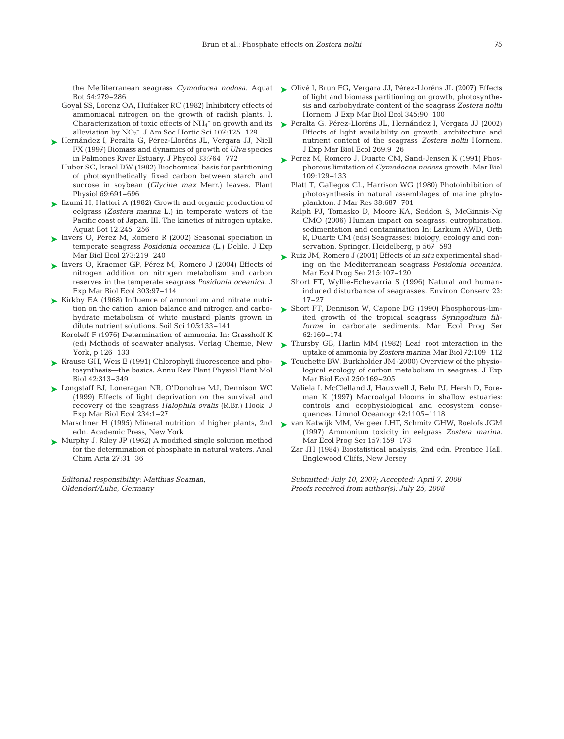the Mediterranean seagrass *Cymodocea nodosa.* Aquat Bot 54:279–286

Goyal SS, Lorenz OA, Huffaker RC (1982) Inhibitory effects of ammoniacal nitrogen on the growth of radish plants. I. Characterization of toxic effects of $NH_4^+$ on growth and its alleviation by $NO_3^-$. J Am Soc Hortic Sci 107:125–129

Hernández I, Peralta G, Pérez-Lloréns JL, Vergara JJ, Niell FX (1997) Biomass and dynamics of growth of *Ulva* species in Palmones River Estuary. J Phycol 33:764–772

Huber SC, Israel DW (1982) Biochemical basis for partitioning of photosynthetically fixed carbon between starch and sucrose in soybean (*Glycine max* Merr.) leaves. Plant Physiol 69:691–696

Iizumi H, Hattori A (1982) Growth and organic production of eelgrass (*Zostera marina* L.) in temperate waters of the Pacific coast of Japan. III. The kinetics of nitrogen uptake. Aquat Bot 12:245–256

Invers O, Pérez M, Romero R (2002) Seasonal speciation in temperate seagrass *Posidonia oceanica* (L.) Delile. J Exp Mar Biol Ecol 273:219–240

Invers O, Kraemer GP, Pérez M, Romero J (2004) Effects of nitrogen addition on nitrogen metabolism and carbon reserves in the temperate seagrass *Posidonia oceanica*. J Exp Mar Biol Ecol 303:97–114

Kirkby EA (1968) Influence of ammonium and nitrate nutrition on the cation–anion balance and nitrogen and carbohydrate metabolism of white mustard plants grown in dilute nutrient solutions. Soil Sci 105:133–141

Koroleff F (1976) Determination of ammonia. In: Grasshoff K (ed) Methods of seawater analysis. Verlag Chemie, New York, p 126–133

Krause GH, Weis E (1991) Chlorophyll fluorescence and photosynthesis—the basics. Annu Rev Plant Physiol Plant Mol Biol 42:313–349

Longstaff BJ, Loneragan NR, O'Donohue MJ, Dennison WC (1999) Effects of light deprivation on the survival and recovery of the seagrass *Halophila ovalis* (R.Br.) Hook. J Exp Mar Biol Ecol 234:1–27

Marschner H (1995) Mineral nutrition of higher plants, 2nd edn. Academic Press, New York

Murphy J, Riley JP (1962) A modified single solution method for the determination of phosphate in natural waters. Anal Chim Acta 27:31–36

Olivé I, Brun FG, Vergara JJ, Pérez-Lloréns JL (2007) Effects of light and biomass partitioning on growth, photosynthesis and carbohydrate content of the seagrass *Zostera noltii* Hornem. J Exp Mar Biol Ecol 345:90–100

Peralta G, Pérez-Lloréns JL, Hernández I, Vergara JJ (2002) Effects of light availability on growth, architecture and nutrient content of the seagrass *Zostera noltii* Hornem. J Exp Mar Biol Ecol 269:9–26

Perez M, Romero J, Duarte CM, Sand-Jensen K (1991) Phosphorous limitation of *Cymodocea nodosa* growth. Mar Biol 109:129–133

Platt T, Gallegos CL, Harrison WG (1980) Photoinhibition of photosynthesis in natural assemblages of marine phytoplankton. J Mar Res 38:687–701

Ralph PJ, Tomasko D, Moore KA, Seddon S, McGinnis-Ng CMO (2006) Human impact on seagrass: eutrophication, sedimentation and contamination In: Larkum AWD, Orth R, Duarte CM (eds) Seagrasses: biology, ecology and conservation. Springer, Heidelberg, p 567–593

Ruíz JM, Romero J (2001) Effects of *in situ* experimental shading on the Mediterranean seagrass *Posidonia oceanica*. Mar Ecol Prog Ser 215:107–120

Short FT, Wyllie-Echevarria S (1996) Natural and human-induced disturbance of seagrasses. Environ Conserv 23: 17–27

Short FT, Dennison W, Capone DG (1990) Phosphorous-limited growth of the tropical seagrass *Syringodium filiforme* in carbonate sediments. Mar Ecol Prog Ser 62:169–174

Thursby GB, Harlin MM (1982) Leaf–root interaction in the uptake of ammonia by *Zostera marina*. Mar Biol 72:109–112

Touchette BW, Burkholder JM (2000) Overview of the physiological ecology of carbon metabolism in seagrass. J Exp Mar Biol Ecol 250:169–205

Valiela I, McClelland J, Hauxwell J, Behr PJ, Hersh D, Foreman K (1997) Macroalgal blooms in shallow estuaries: controls and ecophysiological and ecosystem consequences. Limnol Oceanogr 42:1105–1118

van Katwijk MM, Vergeer LHT, Schmitz GHW, Roelofs JGM (1997) Ammonium toxicity in eelgrass *Zostera marina*. Mar Ecol Prog Ser 157:159–173

Zar JH (1984) Biostatistical analysis, 2nd edn. Prentice Hall, Englewood Cliffs, New Jersey

*Editorial responsibility: Matthias Seaman, Oldendorf/Luhe, Germany*

*Submitted: July 10, 2007; Accepted: April 7, 2008*
*Proofs received from author(s): July 25, 2008*